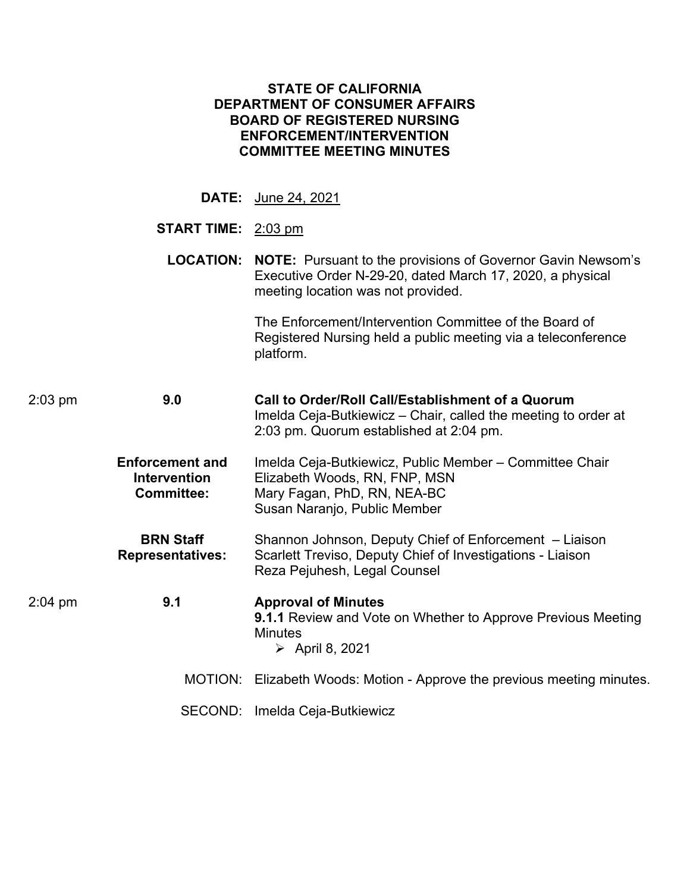**STATE OF CALIFORNIA**
**DEPARTMENT OF CONSUMER AFFAIRS**
**BOARD OF REGISTERED NURSING**
**ENFORCEMENT/INTERVENTION**
**COMMITTEE MEETING MINUTES**

**DATE:** June 24, 2021

**START TIME:** 2:03 pm

**LOCATION:** **NOTE:** Pursuant to the provisions of Governor Gavin Newsom's Executive Order N-29-20, dated March 17, 2020, a physical meeting location was not provided.

The Enforcement/Intervention Committee of the Board of Registered Nursing held a public meeting via a teleconference platform.

2:03 pm **9.0** **Call to Order/Roll Call/Establishment of a Quorum**
Imelda Ceja-Butkiewicz – Chair, called the meeting to order at 2:03 pm. Quorum established at 2:04 pm.

**Enforcement and Intervention Committee:**
Imelda Ceja-Butkiewicz, Public Member – Committee Chair
Elizabeth Woods, RN, FNP, MSN
Mary Fagan, PhD, RN, NEA-BC
Susan Naranjo, Public Member

**BRN Staff Representatives:**
Shannon Johnson, Deputy Chief of Enforcement – Liaison
Scarlett Treviso, Deputy Chief of Investigations - Liaison
Reza Pejuhesh, Legal Counsel

2:04 pm **9.1** **Approval of Minutes**
**9.1.1** Review and Vote on Whether to Approve Previous Meeting Minutes
- April 8, 2021

MOTION: Elizabeth Woods: Motion - Approve the previous meeting minutes.

SECOND: Imelda Ceja-Butkiewicz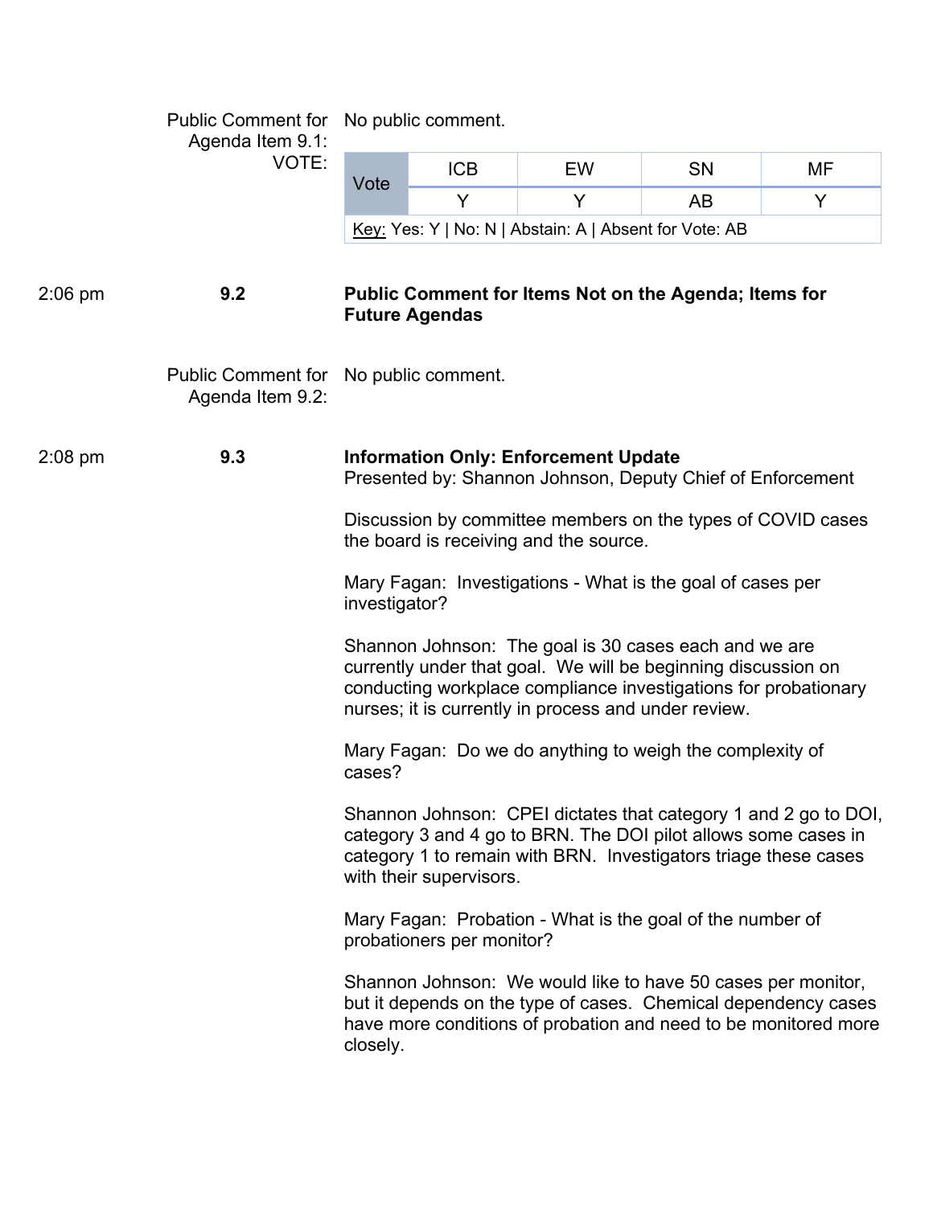Public Comment for Agenda Item 9.1: No public comment.

VOTE:

| Vote | ICB | EW | SN | MF |
|---|---|---|---|---|
| | Y | Y | AB | Y |

Key: Yes: Y | No: N | Abstain: A | Absent for Vote: AB

2:06 pm **9.2** **Public Comment for Items Not on the Agenda; Items for Future Agendas**

Public Comment for Agenda Item 9.2: No public comment.

2:08 pm **9.3** **Information Only: Enforcement Update**
Presented by: Shannon Johnson, Deputy Chief of Enforcement

Discussion by committee members on the types of COVID cases the board is receiving and the source.

Mary Fagan: Investigations - What is the goal of cases per investigator?

Shannon Johnson: The goal is 30 cases each and we are currently under that goal. We will be beginning discussion on conducting workplace compliance investigations for probationary nurses; it is currently in process and under review.

Mary Fagan: Do we do anything to weigh the complexity of cases?

Shannon Johnson: CPEI dictates that category 1 and 2 go to DOI, category 3 and 4 go to BRN. The DOI pilot allows some cases in category 1 to remain with BRN. Investigators triage these cases with their supervisors.

Mary Fagan: Probation - What is the goal of the number of probationers per monitor?

Shannon Johnson: We would like to have 50 cases per monitor, but it depends on the type of cases. Chemical dependency cases have more conditions of probation and need to be monitored more closely.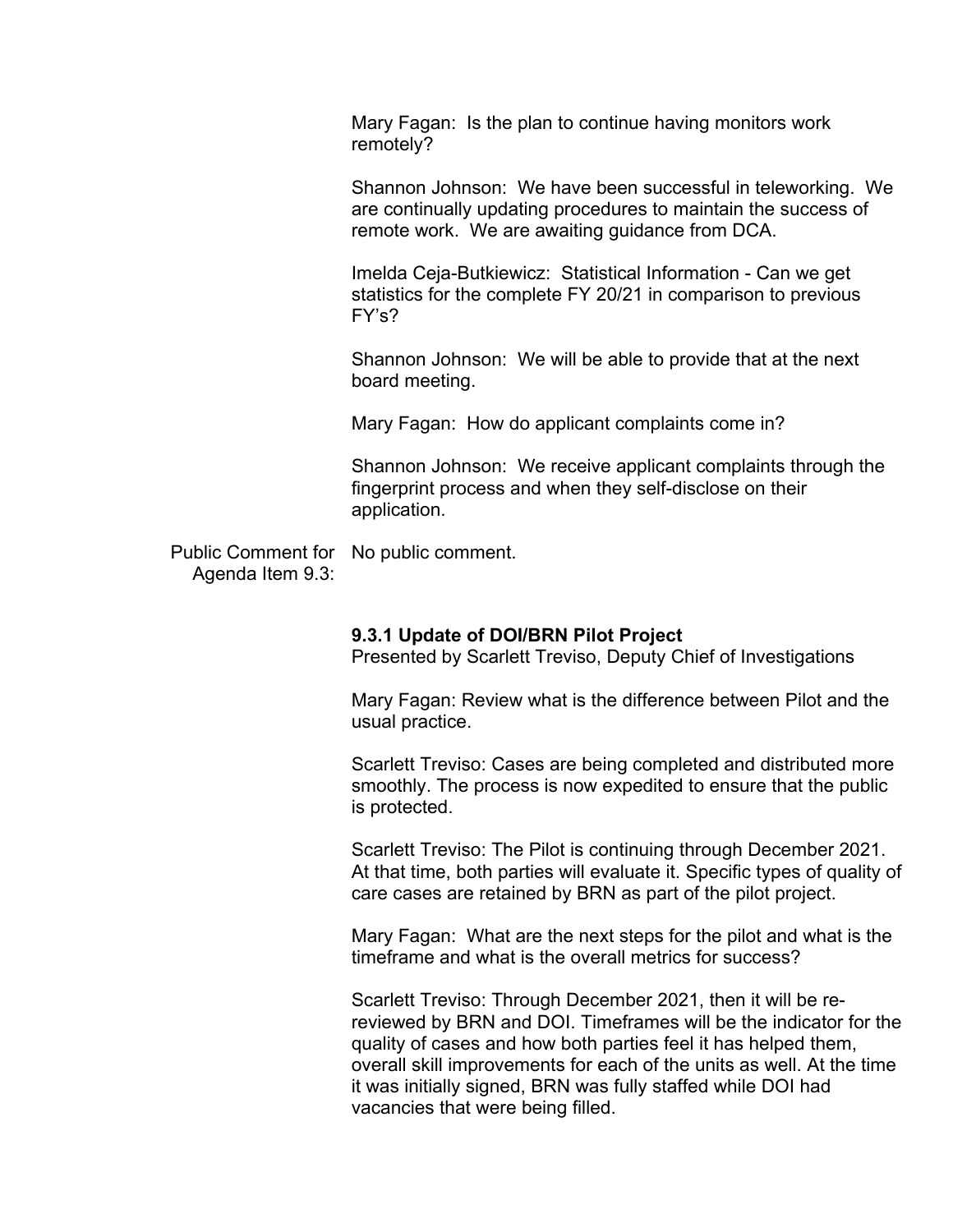Mary Fagan: Is the plan to continue having monitors work remotely?

Shannon Johnson: We have been successful in teleworking. We are continually updating procedures to maintain the success of remote work. We are awaiting guidance from DCA.

Imelda Ceja-Butkiewicz: Statistical Information - Can we get statistics for the complete FY 20/21 in comparison to previous FY's?

Shannon Johnson: We will be able to provide that at the next board meeting.

Mary Fagan: How do applicant complaints come in?

Shannon Johnson: We receive applicant complaints through the fingerprint process and when they self-disclose on their application.

Public Comment for Agenda Item 9.3: No public comment.

**9.3.1 Update of DOI/BRN Pilot Project**
Presented by Scarlett Treviso, Deputy Chief of Investigations

Mary Fagan: Review what is the difference between Pilot and the usual practice.

Scarlett Treviso: Cases are being completed and distributed more smoothly. The process is now expedited to ensure that the public is protected.

Scarlett Treviso: The Pilot is continuing through December 2021. At that time, both parties will evaluate it. Specific types of quality of care cases are retained by BRN as part of the pilot project.

Mary Fagan: What are the next steps for the pilot and what is the timeframe and what is the overall metrics for success?

Scarlett Treviso: Through December 2021, then it will be re-reviewed by BRN and DOI. Timeframes will be the indicator for the quality of cases and how both parties feel it has helped them, overall skill improvements for each of the units as well. At the time it was initially signed, BRN was fully staffed while DOI had vacancies that were being filled.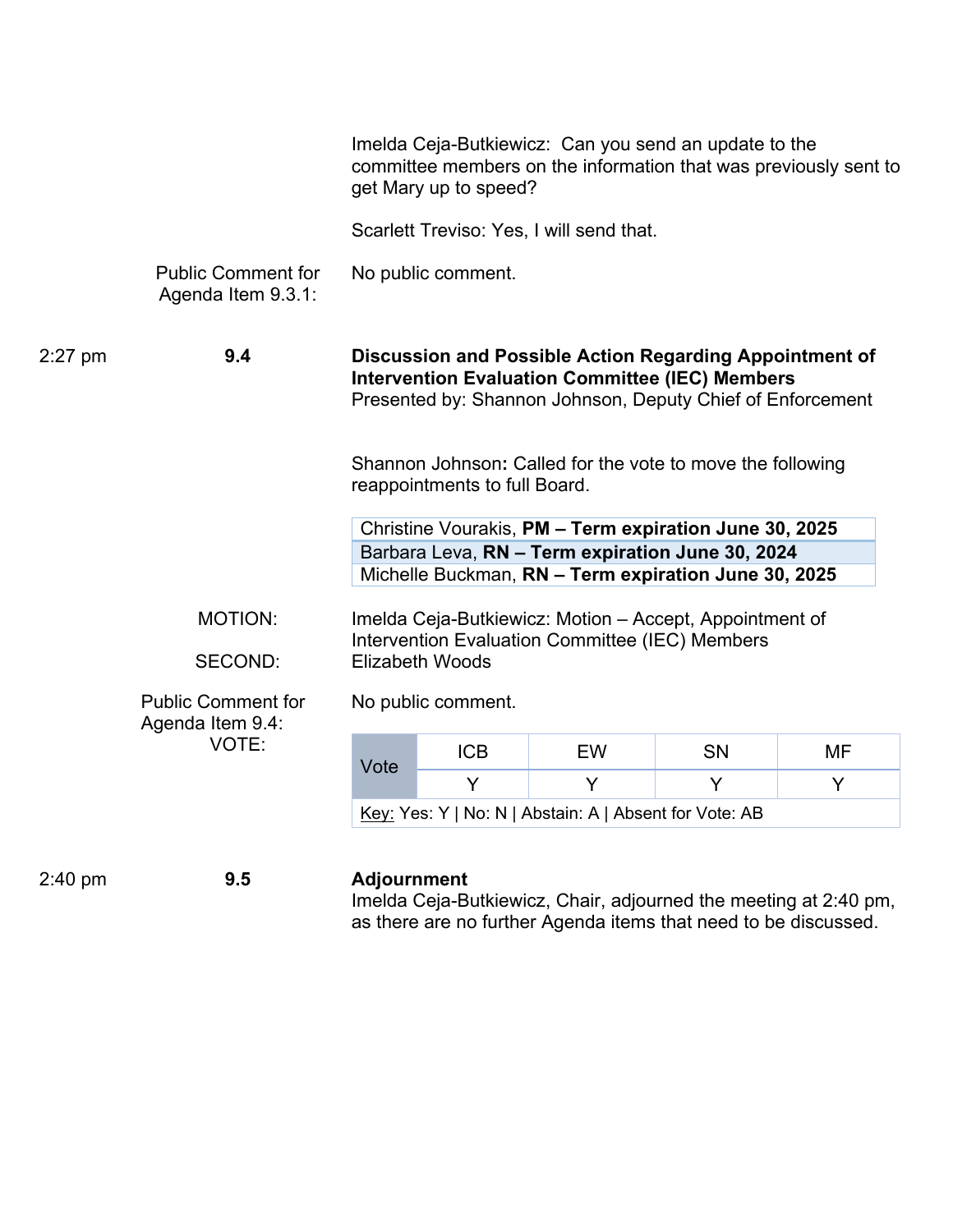Imelda Ceja-Butkiewicz: Can you send an update to the committee members on the information that was previously sent to get Mary up to speed?

Scarlett Treviso: Yes, I will send that.

Public Comment for Agenda Item 9.3.1: No public comment.

2:27 pm **9.4** **Discussion and Possible Action Regarding Appointment of Intervention Evaluation Committee (IEC) Members**
Presented by: Shannon Johnson, Deputy Chief of Enforcement

Shannon Johnson**:** Called for the vote to move the following reappointments to full Board.

| |
|---|
| Christine Vourakis, **PM – Term expiration June 30, 2025** |
| Barbara Leva, **RN – Term expiration June 30, 2024** |
| Michelle Buckman, **RN – Term expiration June 30, 2025** |

MOTION: Imelda Ceja-Butkiewicz: Motion – Accept, Appointment of Intervention Evaluation Committee (IEC) Members

SECOND: Elizabeth Woods

Public Comment for Agenda Item 9.4: No public comment.

VOTE:

| Vote | ICB | EW | SN | MF |
|---|---|---|---|---|
| | Y | Y | Y | Y |

Key: Yes: Y | No: N | Abstain: A | Absent for Vote: AB

2:40 pm **9.5** **Adjournment**
Imelda Ceja-Butkiewicz, Chair, adjourned the meeting at 2:40 pm, as there are no further Agenda items that need to be discussed.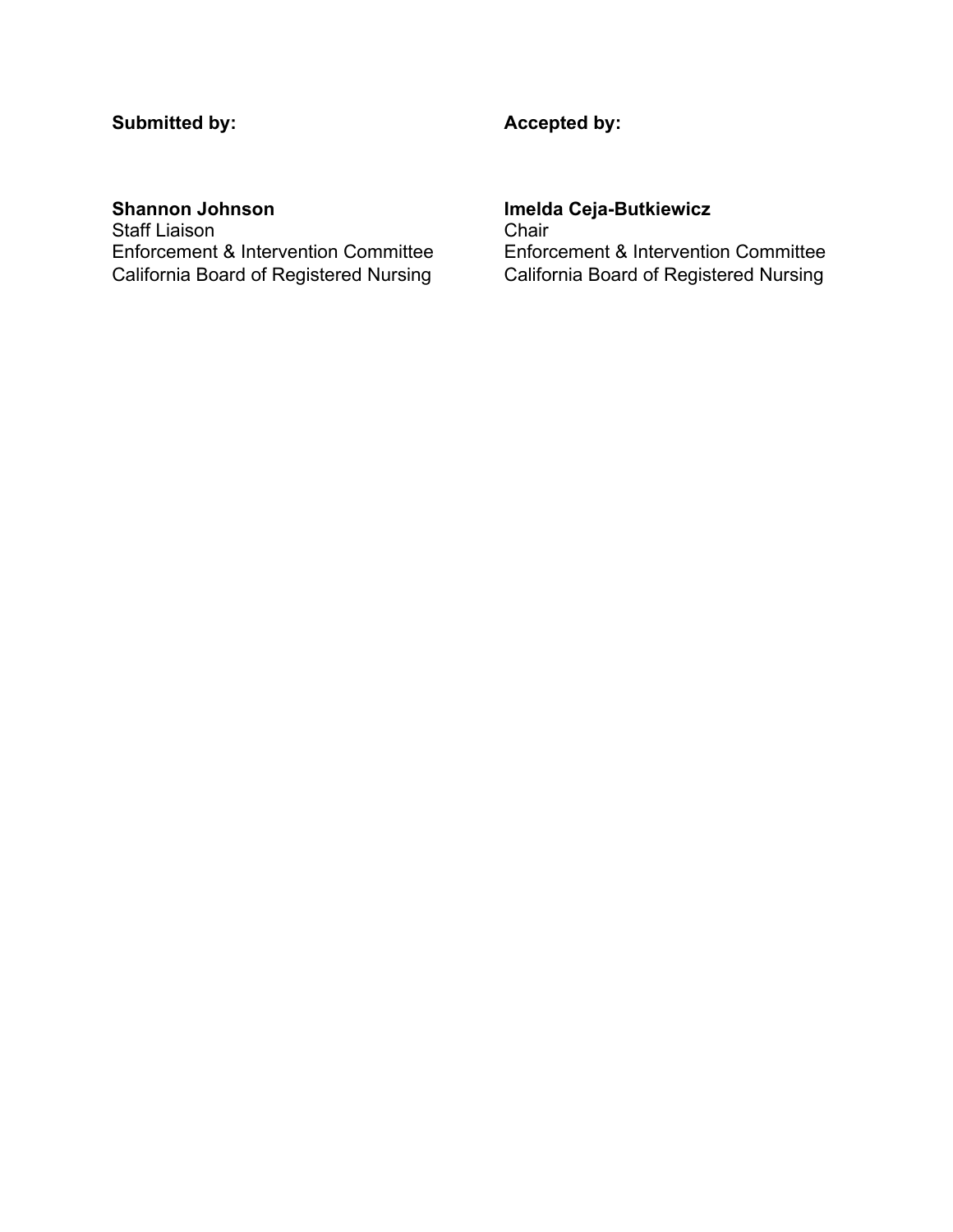**Submitted by:**

**Shannon Johnson**
Staff Liaison
Enforcement & Intervention Committee
California Board of Registered Nursing

**Accepted by:**

**Imelda Ceja-Butkiewicz**
Chair
Enforcement & Intervention Committee
California Board of Registered Nursing